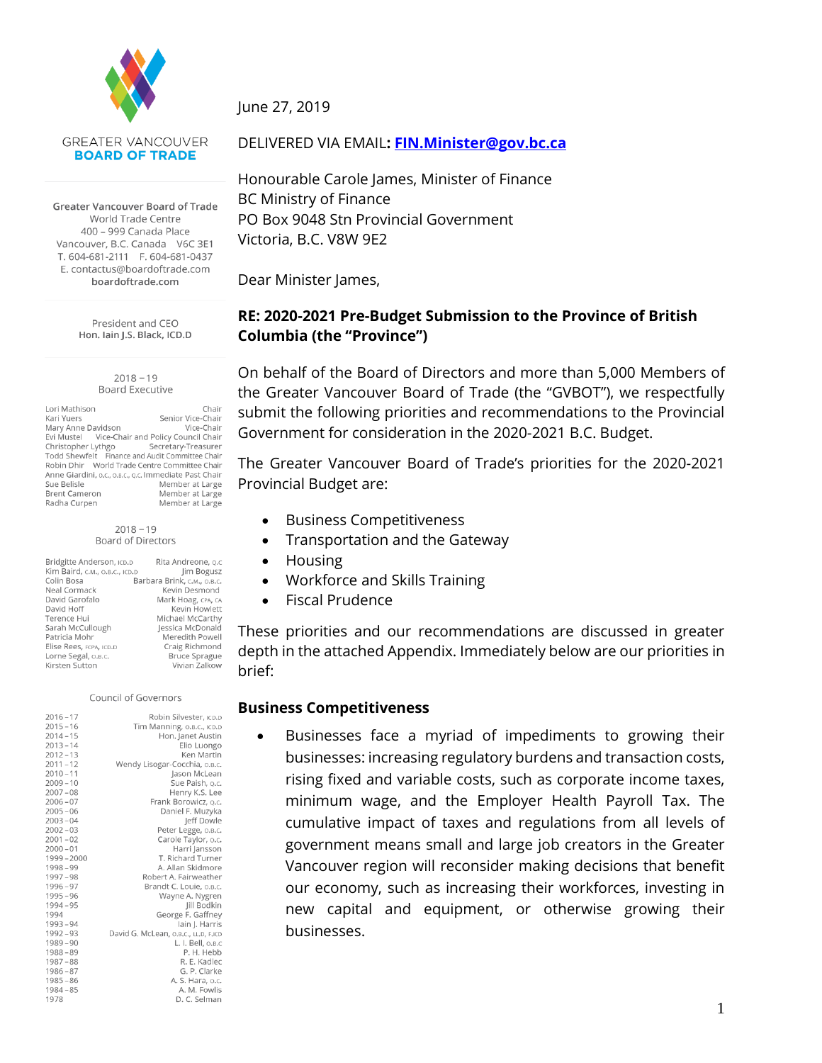GREATER VANCOUVER
**BOARD OF TRADE**

Greater Vancouver Board of Trade
World Trade Centre
400 – 999 Canada Place
Vancouver, B.C. Canada V6C 3E1
T. 604-681-2111 F. 604-681-0437
E. contactus@boardoftrade.com
boardoftrade.com

President and CEO
Hon. Iain J.S. Black, ICD.D

2018 – 19
Board Executive

| | |
|---|---|
| Lori Mathison | Chair |
| Kari Yuers | Senior Vice-Chair |
| Mary Anne Davidson | Vice-Chair |
| Evi Mustel | Vice-Chair and Policy Council Chair |
| Christopher Lythgo | Secretary-Treasurer |
| Todd Shewfelt | Finance and Audit Committee Chair |
| Robin Dhir | World Trade Centre Committee Chair |
| Anne Giardini, O.C., O.B.C., Q.C. | Immediate Past Chair |
| Sue Belisle | Member at Large |
| Brent Cameron | Member at Large |
| Radha Curpen | Member at Large |

2018 – 19
Board of Directors

| | |
|---|---|
| Bridgitte Anderson, ICD.D | Rita Andreone, Q.C |
| Kim Baird, C.M., O.B.C., ICD.D | Jim Bogusz |
| Colin Bosa | Barbara Brink, C.M., O.B.C. |
| Neal Cormack | Kevin Desmond |
| David Garofalo | Mark Hoag, CPA, CA |
| David Hoff | Kevin Howlett |
| Terence Hui | Michael McCarthy |
| Sarah McCullough | Jessica McDonald |
| Patricia Mohr | Meredith Powell |
| Elise Rees, FCPA, ICD.D | Craig Richmond |
| Lorne Segal, O.B.C. | Bruce Sprague |
| Kirsten Sutton | Vivian Zalkow |

Council of Governors

| | |
|---|---|
| 2016 – 17 | Robin Silvester, ICD.D |
| 2015 – 16 | Tim Manning, O.B.C., ICD.D |
| 2014 – 15 | Hon. Janet Austin |
| 2013 – 14 | Elio Luongo |
| 2012 – 13 | Ken Martin |
| 2011 – 12 | Wendy Lisogar-Cocchia, O.B.C. |
| 2010 – 11 | Jason McLean |
| 2009 – 10 | Sue Paish, Q.C. |
| 2007 – 08 | Henry K.S. Lee |
| 2006 – 07 | Frank Borowicz, Q.C. |
| 2005 – 06 | Daniel F. Muzyka |
| 2003 – 04 | Jeff Dowle |
| 2002 – 03 | Peter Legge, O.B.C. |
| 2001 – 02 | Carole Taylor, O.C. |
| 2000 – 01 | Harri Jansson |
| 1999 – 2000 | T. Richard Turner |
| 1998 – 99 | A. Allan Skidmore |
| 1997 – 98 | Robert A. Fairweather |
| 1996 – 97 | Brandt C. Louie, O.B.C. |
| 1995 – 96 | Wayne A. Nygren |
| 1994 – 95 | Jill Bodkin |
| 1994 | George F. Gaffney |
| 1993 – 94 | Iain J. Harris |
| 1992 – 93 | David G. McLean, O.B.C., LL.D, F.ICD |
| 1989 – 90 | L. I. Bell, O.B.C |
| 1988 – 89 | P. H. Hebb |
| 1987 – 88 | R. E. Kadlec |
| 1986 – 87 | G. P. Clarke |
| 1985 – 86 | A. S. Hara, O.C. |
| 1984 – 85 | A. M. Fowlis |
| 1978 | D. C. Selman |

June 27, 2019

DELIVERED VIA EMAIL**:** **FIN.Minister@gov.bc.ca**

Honourable Carole James, Minister of Finance
BC Ministry of Finance
PO Box 9048 Stn Provincial Government
Victoria, B.C. V8W 9E2

Dear Minister James,

**RE: 2020-2021 Pre-Budget Submission to the Province of British Columbia (the "Province")**

On behalf of the Board of Directors and more than 5,000 Members of the Greater Vancouver Board of Trade (the "GVBOT"), we respectfully submit the following priorities and recommendations to the Provincial Government for consideration in the 2020-2021 B.C. Budget.

The Greater Vancouver Board of Trade's priorities for the 2020-2021 Provincial Budget are:

- Business Competitiveness
- Transportation and the Gateway
- Housing
- Workforce and Skills Training
- Fiscal Prudence

These priorities and our recommendations are discussed in greater depth in the attached Appendix. Immediately below are our priorities in brief:

**Business Competitiveness**

- Businesses face a myriad of impediments to growing their businesses: increasing regulatory burdens and transaction costs, rising fixed and variable costs, such as corporate income taxes, minimum wage, and the Employer Health Payroll Tax. The cumulative impact of taxes and regulations from all levels of government means small and large job creators in the Greater Vancouver region will reconsider making decisions that benefit our economy, such as increasing their workforces, investing in new capital and equipment, or otherwise growing their businesses.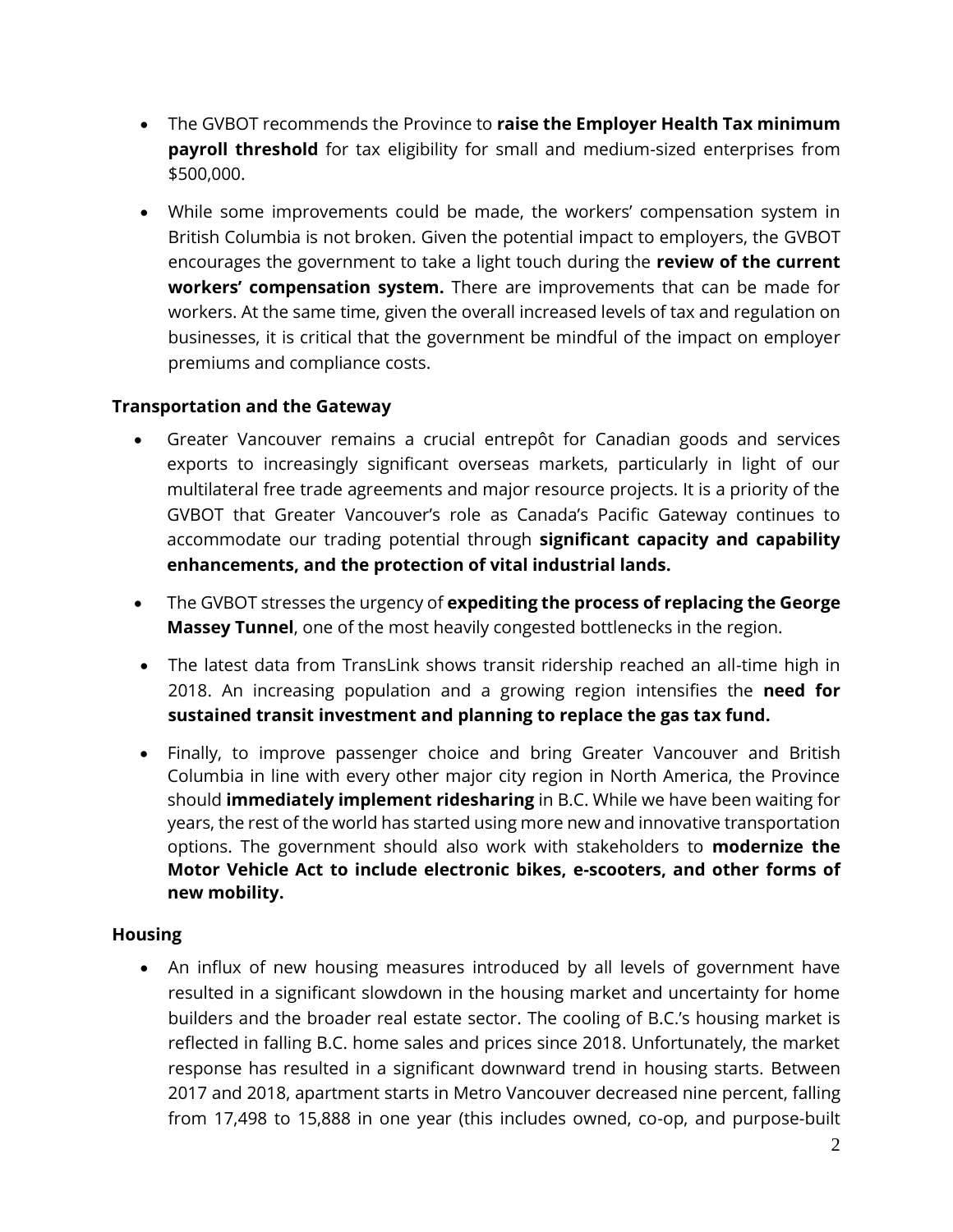- The GVBOT recommends the Province to **raise the Employer Health Tax minimum payroll threshold** for tax eligibility for small and medium-sized enterprises from $500,000.
- While some improvements could be made, the workers' compensation system in British Columbia is not broken. Given the potential impact to employers, the GVBOT encourages the government to take a light touch during the **review of the current workers' compensation system.** There are improvements that can be made for workers. At the same time, given the overall increased levels of tax and regulation on businesses, it is critical that the government be mindful of the impact on employer premiums and compliance costs.

**Transportation and the Gateway**

- Greater Vancouver remains a crucial entrepôt for Canadian goods and services exports to increasingly significant overseas markets, particularly in light of our multilateral free trade agreements and major resource projects. It is a priority of the GVBOT that Greater Vancouver's role as Canada's Pacific Gateway continues to accommodate our trading potential through **significant capacity and capability enhancements, and the protection of vital industrial lands.**
- The GVBOT stresses the urgency of **expediting the process of replacing the George Massey Tunnel**, one of the most heavily congested bottlenecks in the region.
- The latest data from TransLink shows transit ridership reached an all-time high in 2018. An increasing population and a growing region intensifies the **need for sustained transit investment and planning to replace the gas tax fund.**
- Finally, to improve passenger choice and bring Greater Vancouver and British Columbia in line with every other major city region in North America, the Province should **immediately implement ridesharing** in B.C. While we have been waiting for years, the rest of the world has started using more new and innovative transportation options. The government should also work with stakeholders to **modernize the Motor Vehicle Act to include electronic bikes, e-scooters, and other forms of new mobility.**

**Housing**

- An influx of new housing measures introduced by all levels of government have resulted in a significant slowdown in the housing market and uncertainty for home builders and the broader real estate sector. The cooling of B.C.'s housing market is reflected in falling B.C. home sales and prices since 2018. Unfortunately, the market response has resulted in a significant downward trend in housing starts. Between 2017 and 2018, apartment starts in Metro Vancouver decreased nine percent, falling from 17,498 to 15,888 in one year (this includes owned, co-op, and purpose-built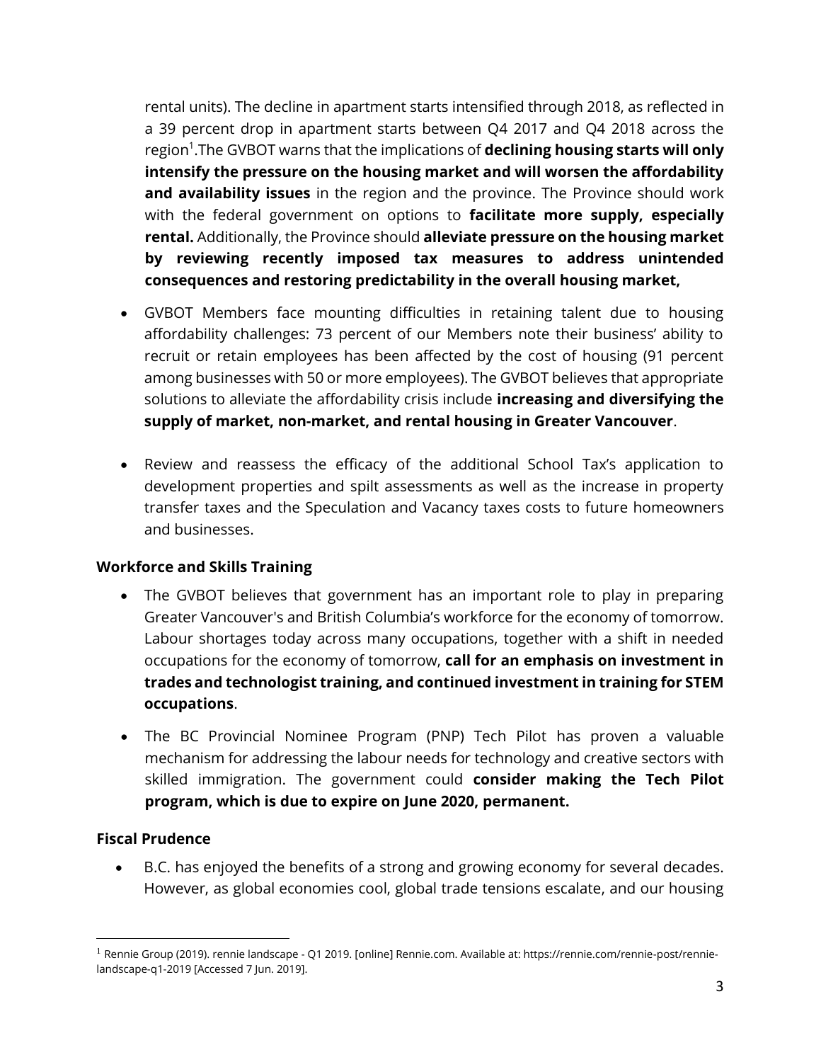rental units). The decline in apartment starts intensified through 2018, as reflected in a 39 percent drop in apartment starts between Q4 2017 and Q4 2018 across the region[1].The GVBOT warns that the implications of **declining housing starts will only intensify the pressure on the housing market and will worsen the affordability and availability issues** in the region and the province. The Province should work with the federal government on options to **facilitate more supply, especially rental.** Additionally, the Province should **alleviate pressure on the housing market by reviewing recently imposed tax measures to address unintended consequences and restoring predictability in the overall housing market,**

- GVBOT Members face mounting difficulties in retaining talent due to housing affordability challenges: 73 percent of our Members note their business' ability to recruit or retain employees has been affected by the cost of housing (91 percent among businesses with 50 or more employees). The GVBOT believes that appropriate solutions to alleviate the affordability crisis include **increasing and diversifying the supply of market, non-market, and rental housing in Greater Vancouver**.

- Review and reassess the efficacy of the additional School Tax's application to development properties and spilt assessments as well as the increase in property transfer taxes and the Speculation and Vacancy taxes costs to future homeowners and businesses.

### Workforce and Skills Training

- The GVBOT believes that government has an important role to play in preparing Greater Vancouver's and British Columbia's workforce for the economy of tomorrow. Labour shortages today across many occupations, together with a shift in needed occupations for the economy of tomorrow, **call for an emphasis on investment in trades and technologist training, and continued investment in training for STEM occupations**.

- The BC Provincial Nominee Program (PNP) Tech Pilot has proven a valuable mechanism for addressing the labour needs for technology and creative sectors with skilled immigration. The government could **consider making the Tech Pilot program, which is due to expire on June 2020, permanent.**

### Fiscal Prudence

- B.C. has enjoyed the benefits of a strong and growing economy for several decades. However, as global economies cool, global trade tensions escalate, and our housing

[1] Rennie Group (2019). rennie landscape - Q1 2019. [online] Rennie.com. Available at: https://rennie.com/rennie-post/rennie-landscape-q1-2019 [Accessed 7 Jun. 2019].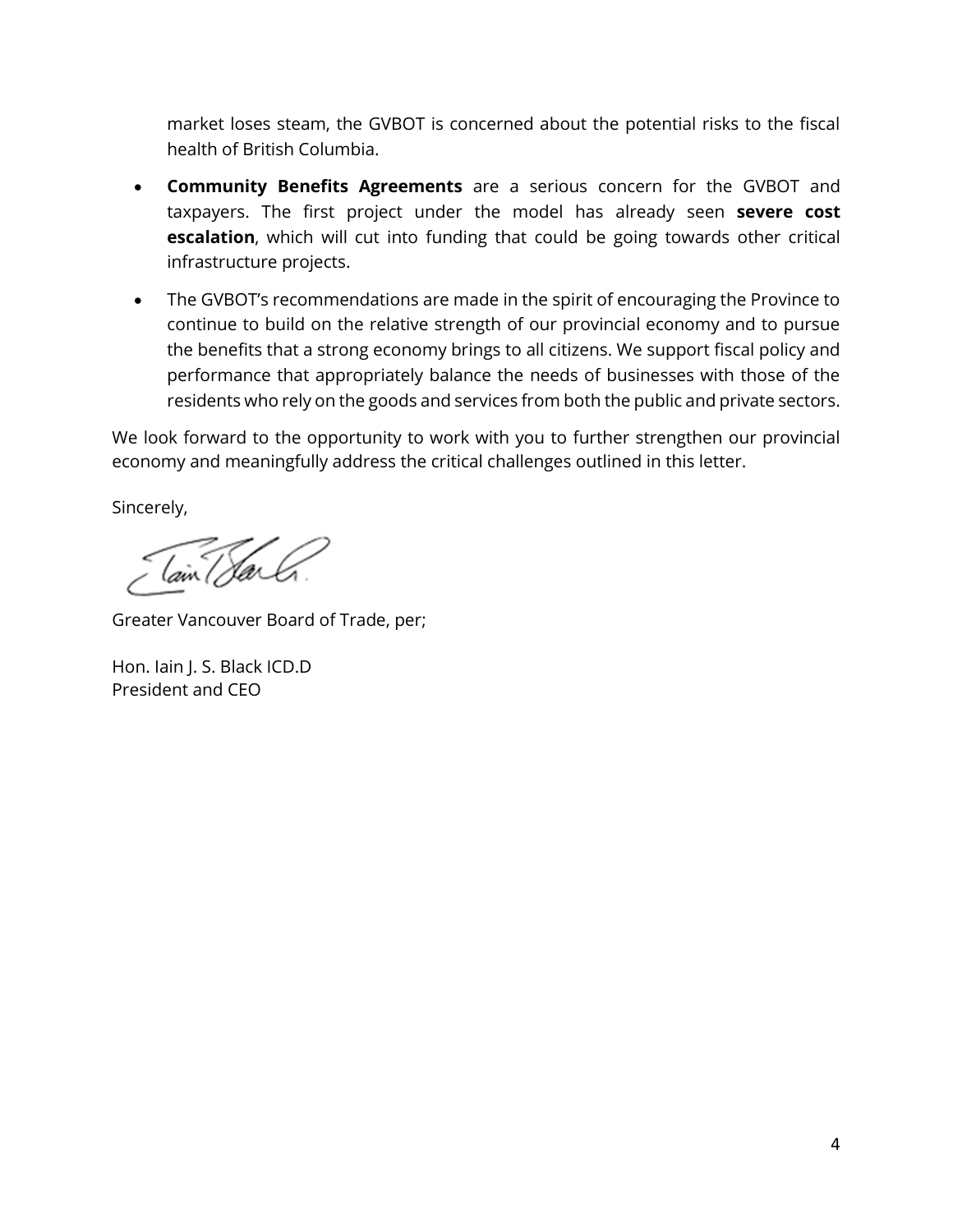market loses steam, the GVBOT is concerned about the potential risks to the fiscal health of British Columbia.

- **Community Benefits Agreements** are a serious concern for the GVBOT and taxpayers. The first project under the model has already seen **severe cost escalation**, which will cut into funding that could be going towards other critical infrastructure projects.
- The GVBOT's recommendations are made in the spirit of encouraging the Province to continue to build on the relative strength of our provincial economy and to pursue the benefits that a strong economy brings to all citizens. We support fiscal policy and performance that appropriately balance the needs of businesses with those of the residents who rely on the goods and services from both the public and private sectors.

We look forward to the opportunity to work with you to further strengthen our provincial economy and meaningfully address the critical challenges outlined in this letter.

Sincerely,

Greater Vancouver Board of Trade, per;

Hon. Iain J. S. Black ICD.D
President and CEO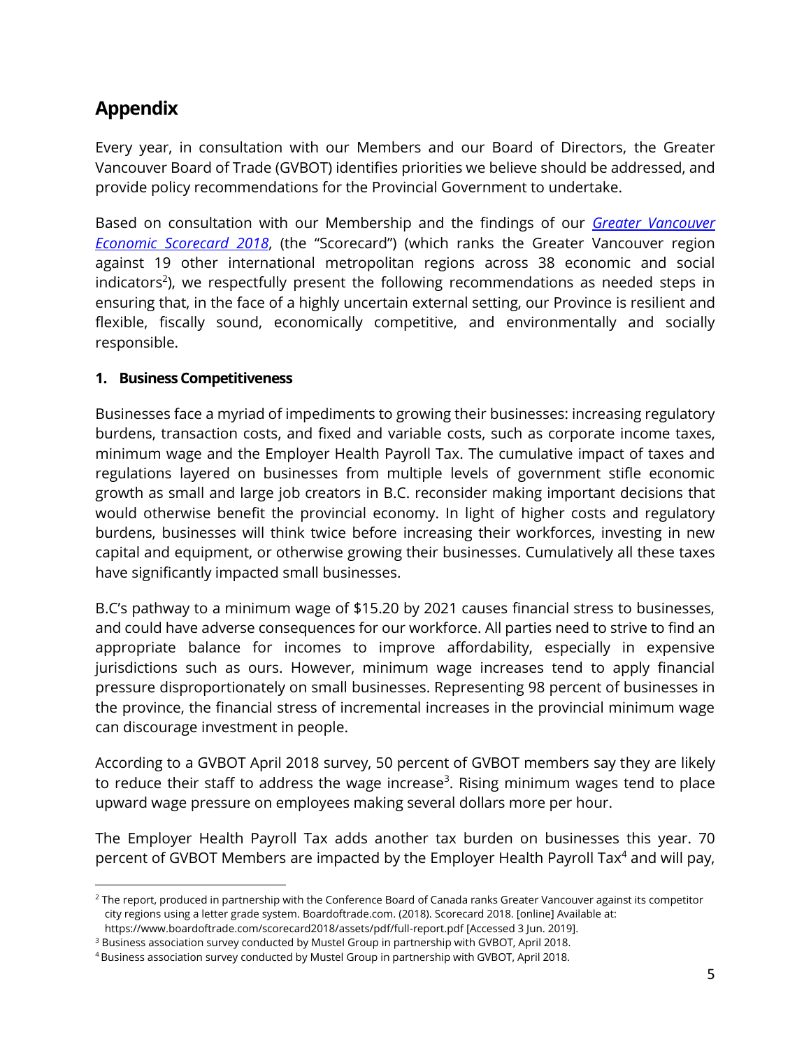## Appendix

Every year, in consultation with our Members and our Board of Directors, the Greater Vancouver Board of Trade (GVBOT) identifies priorities we believe should be addressed, and provide policy recommendations for the Provincial Government to undertake.

Based on consultation with our Membership and the findings of our *Greater Vancouver Economic Scorecard 2018*, (the "Scorecard") (which ranks the Greater Vancouver region against 19 other international metropolitan regions across 38 economic and social indicators[2]), we respectfully present the following recommendations as needed steps in ensuring that, in the face of a highly uncertain external setting, our Province is resilient and flexible, fiscally sound, economically competitive, and environmentally and socially responsible.

### 1. Business Competitiveness

Businesses face a myriad of impediments to growing their businesses: increasing regulatory burdens, transaction costs, and fixed and variable costs, such as corporate income taxes, minimum wage and the Employer Health Payroll Tax. The cumulative impact of taxes and regulations layered on businesses from multiple levels of government stifle economic growth as small and large job creators in B.C. reconsider making important decisions that would otherwise benefit the provincial economy. In light of higher costs and regulatory burdens, businesses will think twice before increasing their workforces, investing in new capital and equipment, or otherwise growing their businesses. Cumulatively all these taxes have significantly impacted small businesses.

B.C's pathway to a minimum wage of $15.20 by 2021 causes financial stress to businesses, and could have adverse consequences for our workforce. All parties need to strive to find an appropriate balance for incomes to improve affordability, especially in expensive jurisdictions such as ours. However, minimum wage increases tend to apply financial pressure disproportionately on small businesses. Representing 98 percent of businesses in the province, the financial stress of incremental increases in the provincial minimum wage can discourage investment in people.

According to a GVBOT April 2018 survey, 50 percent of GVBOT members say they are likely to reduce their staff to address the wage increase[3]. Rising minimum wages tend to place upward wage pressure on employees making several dollars more per hour.

The Employer Health Payroll Tax adds another tax burden on businesses this year. 70 percent of GVBOT Members are impacted by the Employer Health Payroll Tax[4] and will pay,

---

[2] The report, produced in partnership with the Conference Board of Canada ranks Greater Vancouver against its competitor city regions using a letter grade system. Boardoftrade.com. (2018). Scorecard 2018. [online] Available at: https://www.boardoftrade.com/scorecard2018/assets/pdf/full-report.pdf [Accessed 3 Jun. 2019].

[3] Business association survey conducted by Mustel Group in partnership with GVBOT, April 2018.

[4] Business association survey conducted by Mustel Group in partnership with GVBOT, April 2018.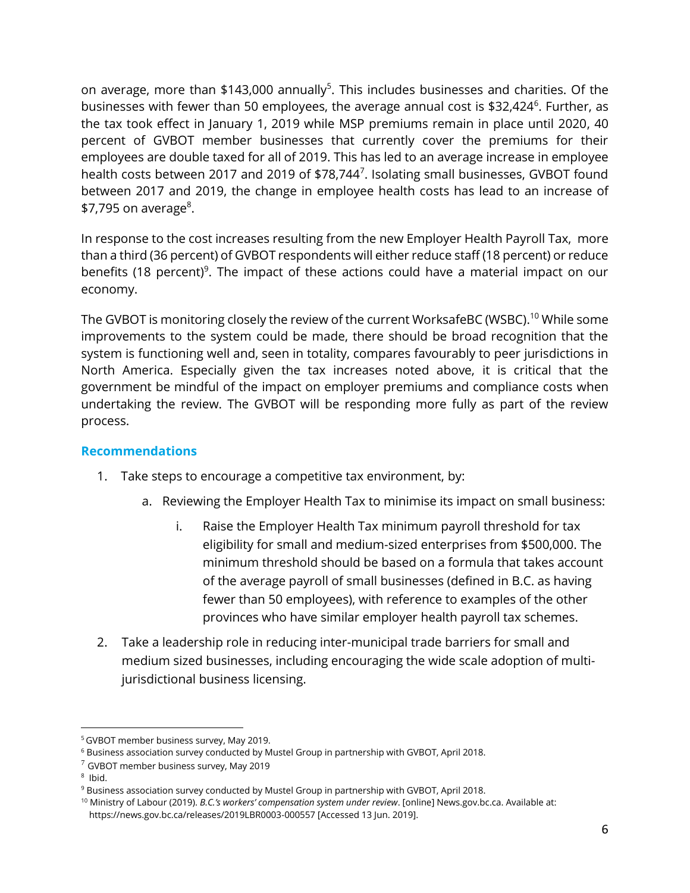on average, more than $143,000 annually[5]. This includes businesses and charities. Of the businesses with fewer than 50 employees, the average annual cost is $32,424[6]. Further, as the tax took effect in January 1, 2019 while MSP premiums remain in place until 2020, 40 percent of GVBOT member businesses that currently cover the premiums for their employees are double taxed for all of 2019. This has led to an average increase in employee health costs between 2017 and 2019 of $78,744[7]. Isolating small businesses, GVBOT found between 2017 and 2019, the change in employee health costs has lead to an increase of $7,795 on average[8].

In response to the cost increases resulting from the new Employer Health Payroll Tax, more than a third (36 percent) of GVBOT respondents will either reduce staff (18 percent) or reduce benefits (18 percent)[9]. The impact of these actions could have a material impact on our economy.

The GVBOT is monitoring closely the review of the current WorksafeBC (WSBC).[10] While some improvements to the system could be made, there should be broad recognition that the system is functioning well and, seen in totality, compares favourably to peer jurisdictions in North America. Especially given the tax increases noted above, it is critical that the government be mindful of the impact on employer premiums and compliance costs when undertaking the review. The GVBOT will be responding more fully as part of the review process.

### Recommendations

1. Take steps to encourage a competitive tax environment, by:
    a. Reviewing the Employer Health Tax to minimise its impact on small business:
        i. Raise the Employer Health Tax minimum payroll threshold for tax eligibility for small and medium-sized enterprises from $500,000. The minimum threshold should be based on a formula that takes account of the average payroll of small businesses (defined in B.C. as having fewer than 50 employees), with reference to examples of the other provinces who have similar employer health payroll tax schemes.
2. Take a leadership role in reducing inter-municipal trade barriers for small and medium sized businesses, including encouraging the wide scale adoption of multi-jurisdictional business licensing.

---

[5] GVBOT member business survey, May 2019.

[6] Business association survey conducted by Mustel Group in partnership with GVBOT, April 2018.

[7] GVBOT member business survey, May 2019

[8] Ibid.

[9] Business association survey conducted by Mustel Group in partnership with GVBOT, April 2018.

[10] Ministry of Labour (2019). *B.C.'s workers' compensation system under review*. [online] News.gov.bc.ca. Available at: https://news.gov.bc.ca/releases/2019LBR0003-000557 [Accessed 13 Jun. 2019].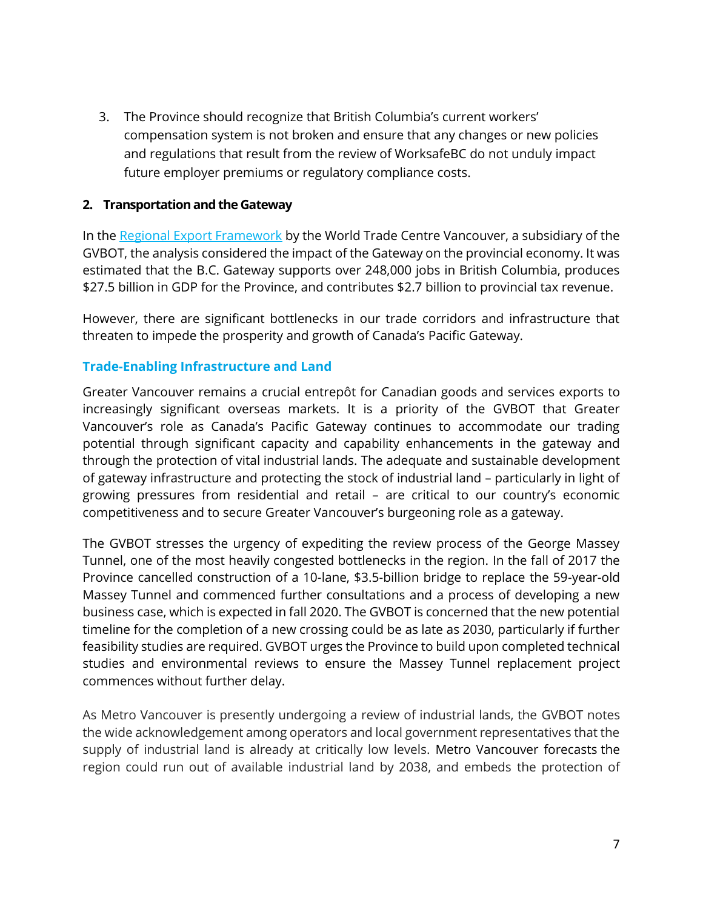3. The Province should recognize that British Columbia's current workers' compensation system is not broken and ensure that any changes or new policies and regulations that result from the review of WorksafeBC do not unduly impact future employer premiums or regulatory compliance costs.

## 2. Transportation and the Gateway

In the Regional Export Framework by the World Trade Centre Vancouver, a subsidiary of the GVBOT, the analysis considered the impact of the Gateway on the provincial economy. It was estimated that the B.C. Gateway supports over 248,000 jobs in British Columbia, produces $27.5 billion in GDP for the Province, and contributes $2.7 billion to provincial tax revenue.

However, there are significant bottlenecks in our trade corridors and infrastructure that threaten to impede the prosperity and growth of Canada's Pacific Gateway.

### Trade-Enabling Infrastructure and Land

Greater Vancouver remains a crucial entrepôt for Canadian goods and services exports to increasingly significant overseas markets. It is a priority of the GVBOT that Greater Vancouver's role as Canada's Pacific Gateway continues to accommodate our trading potential through significant capacity and capability enhancements in the gateway and through the protection of vital industrial lands. The adequate and sustainable development of gateway infrastructure and protecting the stock of industrial land – particularly in light of growing pressures from residential and retail – are critical to our country's economic competitiveness and to secure Greater Vancouver's burgeoning role as a gateway.

The GVBOT stresses the urgency of expediting the review process of the George Massey Tunnel, one of the most heavily congested bottlenecks in the region. In the fall of 2017 the Province cancelled construction of a 10-lane, $3.5-billion bridge to replace the 59-year-old Massey Tunnel and commenced further consultations and a process of developing a new business case, which is expected in fall 2020. The GVBOT is concerned that the new potential timeline for the completion of a new crossing could be as late as 2030, particularly if further feasibility studies are required. GVBOT urges the Province to build upon completed technical studies and environmental reviews to ensure the Massey Tunnel replacement project commences without further delay.

As Metro Vancouver is presently undergoing a review of industrial lands, the GVBOT notes the wide acknowledgement among operators and local government representatives that the supply of industrial land is already at critically low levels. Metro Vancouver forecasts the region could run out of available industrial land by 2038, and embeds the protection of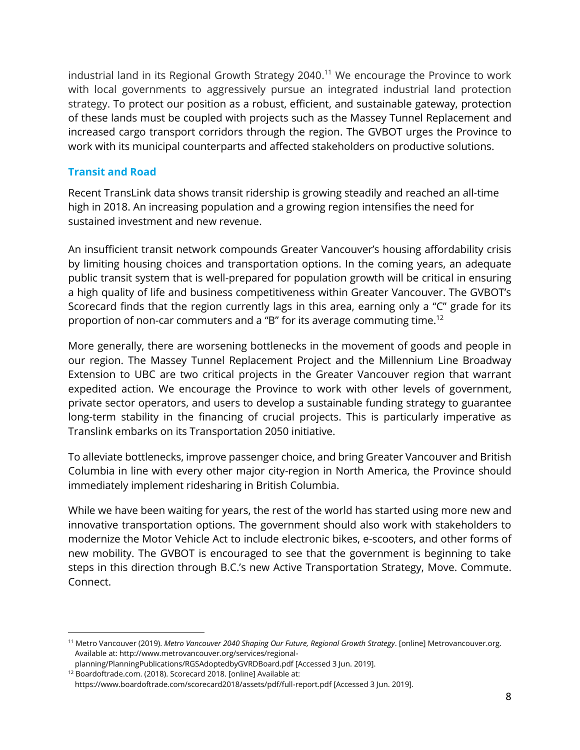industrial land in its Regional Growth Strategy 2040.[11] We encourage the Province to work with local governments to aggressively pursue an integrated industrial land protection strategy. To protect our position as a robust, efficient, and sustainable gateway, protection of these lands must be coupled with projects such as the Massey Tunnel Replacement and increased cargo transport corridors through the region. The GVBOT urges the Province to work with its municipal counterparts and affected stakeholders on productive solutions.

### Transit and Road

Recent TransLink data shows transit ridership is growing steadily and reached an all-time high in 2018. An increasing population and a growing region intensifies the need for sustained investment and new revenue.

An insufficient transit network compounds Greater Vancouver's housing affordability crisis by limiting housing choices and transportation options. In the coming years, an adequate public transit system that is well-prepared for population growth will be critical in ensuring a high quality of life and business competitiveness within Greater Vancouver. The GVBOT's Scorecard finds that the region currently lags in this area, earning only a "C" grade for its proportion of non-car commuters and a "B" for its average commuting time.[12]

More generally, there are worsening bottlenecks in the movement of goods and people in our region. The Massey Tunnel Replacement Project and the Millennium Line Broadway Extension to UBC are two critical projects in the Greater Vancouver region that warrant expedited action. We encourage the Province to work with other levels of government, private sector operators, and users to develop a sustainable funding strategy to guarantee long-term stability in the financing of crucial projects. This is particularly imperative as Translink embarks on its Transportation 2050 initiative.

To alleviate bottlenecks, improve passenger choice, and bring Greater Vancouver and British Columbia in line with every other major city-region in North America, the Province should immediately implement ridesharing in British Columbia.

While we have been waiting for years, the rest of the world has started using more new and innovative transportation options. The government should also work with stakeholders to modernize the Motor Vehicle Act to include electronic bikes, e-scooters, and other forms of new mobility. The GVBOT is encouraged to see that the government is beginning to take steps in this direction through B.C.'s new Active Transportation Strategy, Move. Commute. Connect.

---

[11] Metro Vancouver (2019). *Metro Vancouver 2040 Shaping Our Future, Regional Growth Strategy*. [online] Metrovancouver.org. Available at: http://www.metrovancouver.org/services/regional-planning/PlanningPublications/RGSAdoptedbyGVRDBoard.pdf [Accessed 3 Jun. 2019].

[12] Boardoftrade.com. (2018). Scorecard 2018. [online] Available at: https://www.boardoftrade.com/scorecard2018/assets/pdf/full-report.pdf [Accessed 3 Jun. 2019].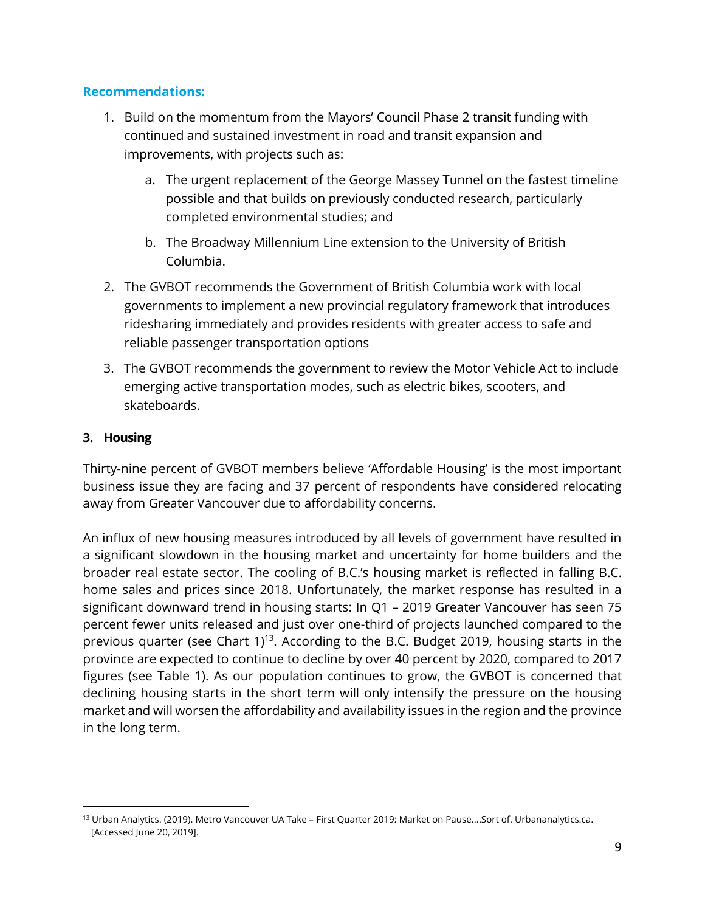**Recommendations:**

1. Build on the momentum from the Mayors' Council Phase 2 transit funding with continued and sustained investment in road and transit expansion and improvements, with projects such as:
   a. The urgent replacement of the George Massey Tunnel on the fastest timeline possible and that builds on previously conducted research, particularly completed environmental studies; and
   b. The Broadway Millennium Line extension to the University of British Columbia.
2. The GVBOT recommends the Government of British Columbia work with local governments to implement a new provincial regulatory framework that introduces ridesharing immediately and provides residents with greater access to safe and reliable passenger transportation options
3. The GVBOT recommends the government to review the Motor Vehicle Act to include emerging active transportation modes, such as electric bikes, scooters, and skateboards.

## 3. Housing

Thirty-nine percent of GVBOT members believe 'Affordable Housing' is the most important business issue they are facing and 37 percent of respondents have considered relocating away from Greater Vancouver due to affordability concerns.

An influx of new housing measures introduced by all levels of government have resulted in a significant slowdown in the housing market and uncertainty for home builders and the broader real estate sector. The cooling of B.C.'s housing market is reflected in falling B.C. home sales and prices since 2018. Unfortunately, the market response has resulted in a significant downward trend in housing starts: In Q1 – 2019 Greater Vancouver has seen 75 percent fewer units released and just over one-third of projects launched compared to the previous quarter (see Chart 1)[13]. According to the B.C. Budget 2019, housing starts in the province are expected to continue to decline by over 40 percent by 2020, compared to 2017 figures (see Table 1). As our population continues to grow, the GVBOT is concerned that declining housing starts in the short term will only intensify the pressure on the housing market and will worsen the affordability and availability issues in the region and the province in the long term.

---

[13] Urban Analytics. (2019). Metro Vancouver UA Take – First Quarter 2019: Market on Pause….Sort of. Urbananalytics.ca. [Accessed June 20, 2019].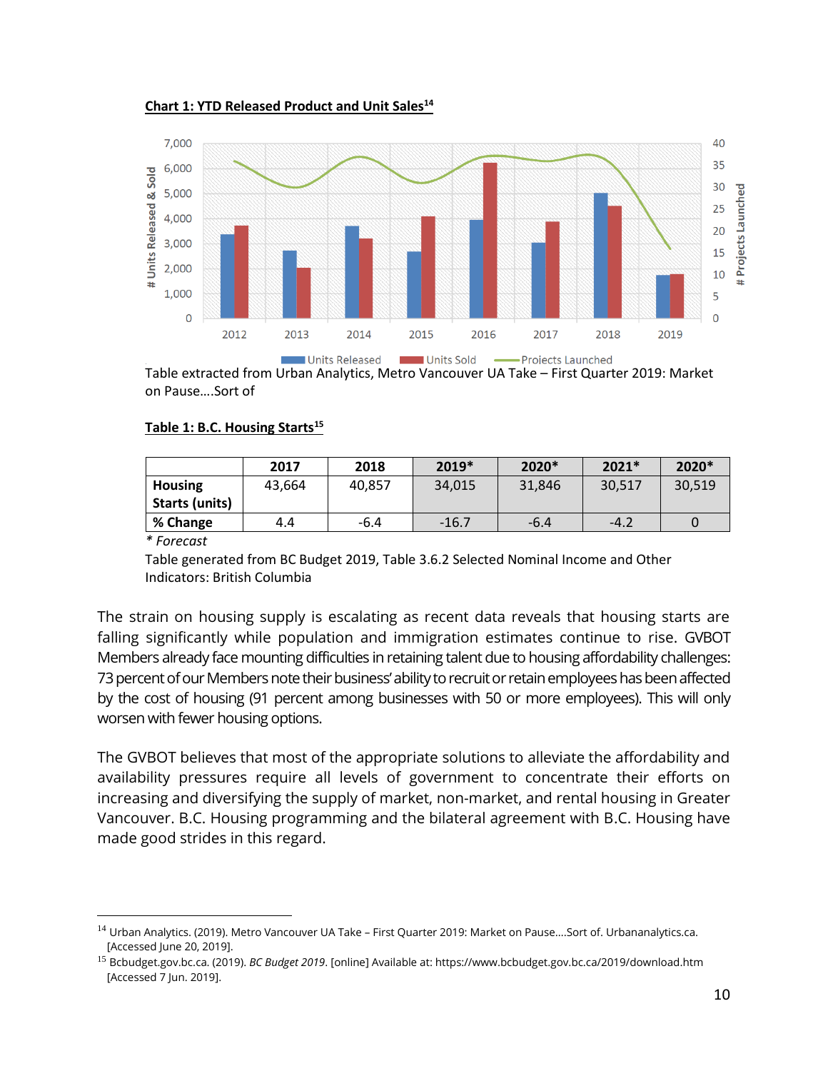**Chart 1: YTD Released Product and Unit Sales[14]**

# Units Released & Sold

7,000
6,000
5,000
4,000
3,000
2,000
1,000
0

# Projects Launched

40
35
30
25
20
15
10
5
0

2012 2013 2014 2015 2016 2017 2018 2019

Units Released  Units Sold  Projects Launched

Table extracted from Urban Analytics, Metro Vancouver UA Take – First Quarter 2019: Market on Pause….Sort of

**Table 1: B.C. Housing Starts[15]**

| | 2017 | 2018 | 2019* | 2020* | 2021* | 2020* |
|---|---|---|---|---|---|---|
| **Housing Starts (units)** | 43,664 | 40,857 | 34,015 | 31,846 | 30,517 | 30,519 |
| **% Change** | 4.4 | -6.4 | -16.7 | -6.4 | -4.2 | 0 |

*\* Forecast*

Table generated from BC Budget 2019, Table 3.6.2 Selected Nominal Income and Other Indicators: British Columbia

The strain on housing supply is escalating as recent data reveals that housing starts are falling significantly while population and immigration estimates continue to rise. GVBOT Members already face mounting difficulties in retaining talent due to housing affordability challenges: 73 percent of our Members note their business' ability to recruit or retain employees has been affected by the cost of housing (91 percent among businesses with 50 or more employees). This will only worsen with fewer housing options.

The GVBOT believes that most of the appropriate solutions to alleviate the affordability and availability pressures require all levels of government to concentrate their efforts on increasing and diversifying the supply of market, non-market, and rental housing in Greater Vancouver. B.C. Housing programming and the bilateral agreement with B.C. Housing have made good strides in this regard.

---

[14] Urban Analytics. (2019). Metro Vancouver UA Take – First Quarter 2019: Market on Pause….Sort of. Urbananalytics.ca. [Accessed June 20, 2019].

[15] Bcbudget.gov.bc.ca. (2019). *BC Budget 2019*. [online] Available at: https://www.bcbudget.gov.bc.ca/2019/download.htm [Accessed 7 Jun. 2019].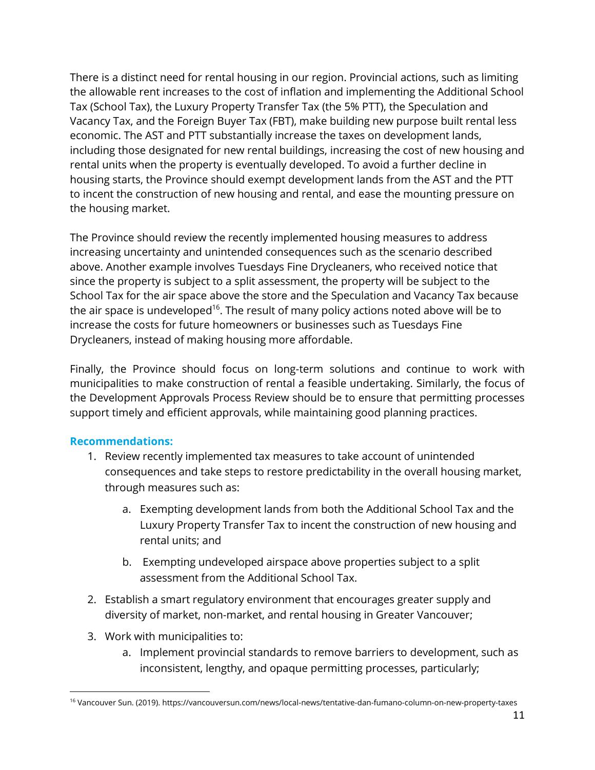There is a distinct need for rental housing in our region. Provincial actions, such as limiting the allowable rent increases to the cost of inflation and implementing the Additional School Tax (School Tax), the Luxury Property Transfer Tax (the 5% PTT), the Speculation and Vacancy Tax, and the Foreign Buyer Tax (FBT), make building new purpose built rental less economic. The AST and PTT substantially increase the taxes on development lands, including those designated for new rental buildings, increasing the cost of new housing and rental units when the property is eventually developed. To avoid a further decline in housing starts, the Province should exempt development lands from the AST and the PTT to incent the construction of new housing and rental, and ease the mounting pressure on the housing market.

The Province should review the recently implemented housing measures to address increasing uncertainty and unintended consequences such as the scenario described above. Another example involves Tuesdays Fine Drycleaners, who received notice that since the property is subject to a split assessment, the property will be subject to the School Tax for the air space above the store and the Speculation and Vacancy Tax because the air space is undeveloped[16]. The result of many policy actions noted above will be to increase the costs for future homeowners or businesses such as Tuesdays Fine Drycleaners, instead of making housing more affordable.

Finally, the Province should focus on long-term solutions and continue to work with municipalities to make construction of rental a feasible undertaking. Similarly, the focus of the Development Approvals Process Review should be to ensure that permitting processes support timely and efficient approvals, while maintaining good planning practices.

### Recommendations:

1. Review recently implemented tax measures to take account of unintended consequences and take steps to restore predictability in the overall housing market, through measures such as:
    a. Exempting development lands from both the Additional School Tax and the Luxury Property Transfer Tax to incent the construction of new housing and rental units; and
    b. Exempting undeveloped airspace above properties subject to a split assessment from the Additional School Tax.
2. Establish a smart regulatory environment that encourages greater supply and diversity of market, non-market, and rental housing in Greater Vancouver;
3. Work with municipalities to:
    a. Implement provincial standards to remove barriers to development, such as inconsistent, lengthy, and opaque permitting processes, particularly;

[16] Vancouver Sun. (2019). https://vancouversun.com/news/local-news/tentative-dan-fumano-column-on-new-property-taxes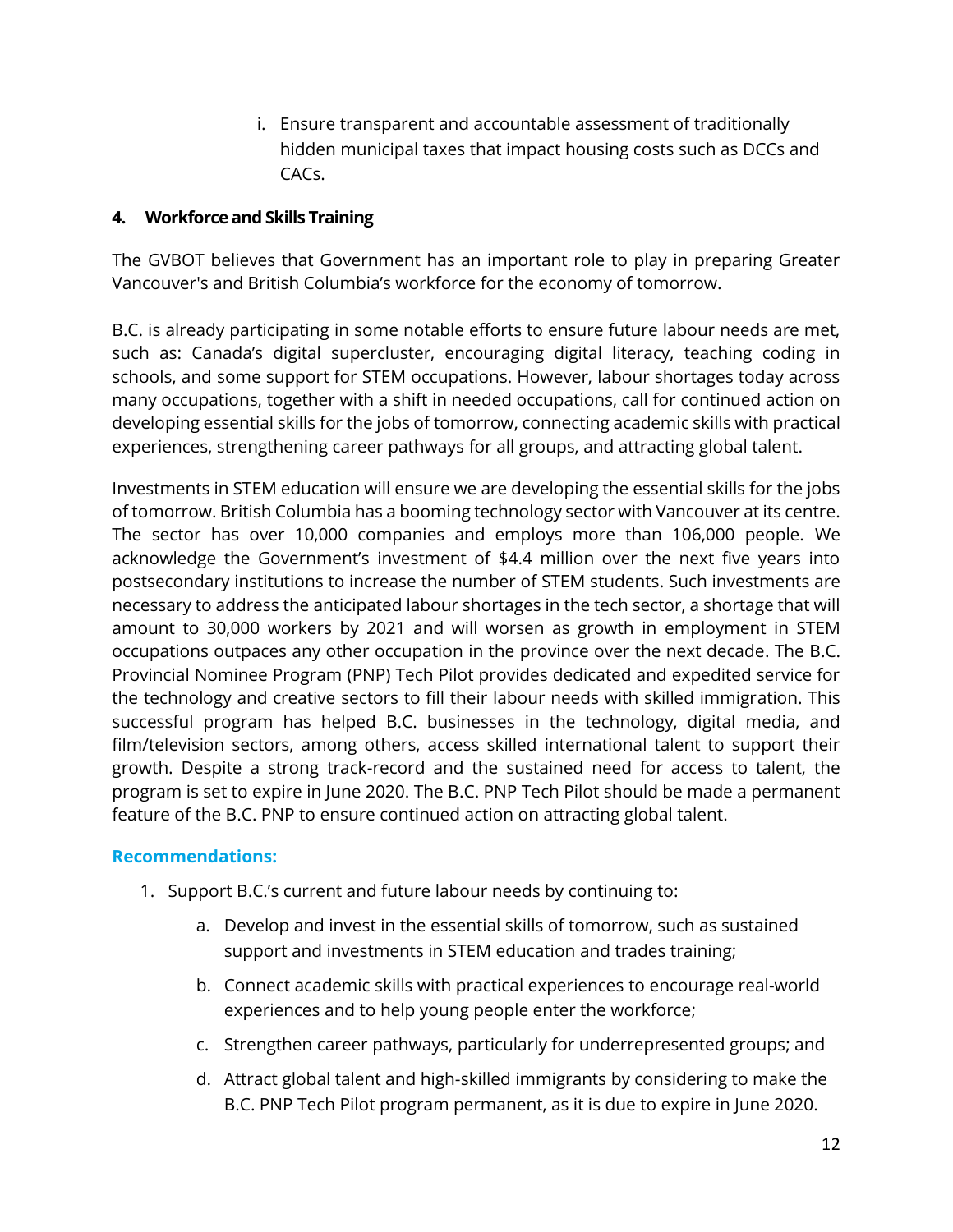i. Ensure transparent and accountable assessment of traditionally hidden municipal taxes that impact housing costs such as DCCs and CACs.

## 4. Workforce and Skills Training

The GVBOT believes that Government has an important role to play in preparing Greater Vancouver's and British Columbia's workforce for the economy of tomorrow.

B.C. is already participating in some notable efforts to ensure future labour needs are met, such as: Canada's digital supercluster, encouraging digital literacy, teaching coding in schools, and some support for STEM occupations. However, labour shortages today across many occupations, together with a shift in needed occupations, call for continued action on developing essential skills for the jobs of tomorrow, connecting academic skills with practical experiences, strengthening career pathways for all groups, and attracting global talent.

Investments in STEM education will ensure we are developing the essential skills for the jobs of tomorrow. British Columbia has a booming technology sector with Vancouver at its centre. The sector has over 10,000 companies and employs more than 106,000 people. We acknowledge the Government's investment of $4.4 million over the next five years into postsecondary institutions to increase the number of STEM students. Such investments are necessary to address the anticipated labour shortages in the tech sector, a shortage that will amount to 30,000 workers by 2021 and will worsen as growth in employment in STEM occupations outpaces any other occupation in the province over the next decade. The B.C. Provincial Nominee Program (PNP) Tech Pilot provides dedicated and expedited service for the technology and creative sectors to fill their labour needs with skilled immigration. This successful program has helped B.C. businesses in the technology, digital media, and film/television sectors, among others, access skilled international talent to support their growth. Despite a strong track-record and the sustained need for access to talent, the program is set to expire in June 2020. The B.C. PNP Tech Pilot should be made a permanent feature of the B.C. PNP to ensure continued action on attracting global talent.

**Recommendations:**

1. Support B.C.'s current and future labour needs by continuing to:
   a. Develop and invest in the essential skills of tomorrow, such as sustained support and investments in STEM education and trades training;
   b. Connect academic skills with practical experiences to encourage real-world experiences and to help young people enter the workforce;
   c. Strengthen career pathways, particularly for underrepresented groups; and
   d. Attract global talent and high-skilled immigrants by considering to make the B.C. PNP Tech Pilot program permanent, as it is due to expire in June 2020.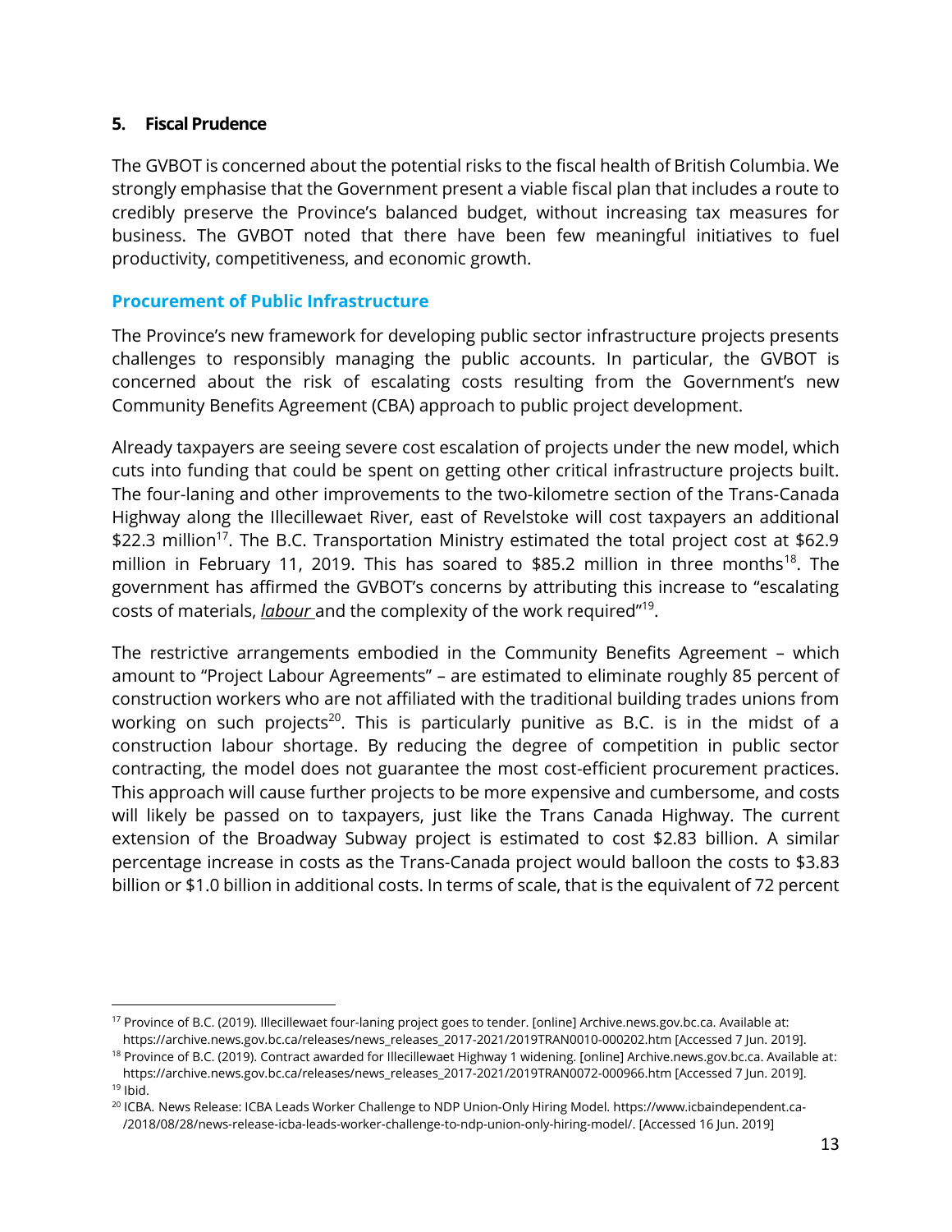## 5. Fiscal Prudence

The GVBOT is concerned about the potential risks to the fiscal health of British Columbia. We strongly emphasise that the Government present a viable fiscal plan that includes a route to credibly preserve the Province's balanced budget, without increasing tax measures for business. The GVBOT noted that there have been few meaningful initiatives to fuel productivity, competitiveness, and economic growth.

### Procurement of Public Infrastructure

The Province's new framework for developing public sector infrastructure projects presents challenges to responsibly managing the public accounts. In particular, the GVBOT is concerned about the risk of escalating costs resulting from the Government's new Community Benefits Agreement (CBA) approach to public project development.

Already taxpayers are seeing severe cost escalation of projects under the new model, which cuts into funding that could be spent on getting other critical infrastructure projects built. The four-laning and other improvements to the two-kilometre section of the Trans-Canada Highway along the Illecillewaet River, east of Revelstoke will cost taxpayers an additional \$22.3 million[17]. The B.C. Transportation Ministry estimated the total project cost at \$62.9 million in February 11, 2019. This has soared to \$85.2 million in three months[18]. The government has affirmed the GVBOT's concerns by attributing this increase to "escalating costs of materials, ***labour*** and the complexity of the work required"[19].

The restrictive arrangements embodied in the Community Benefits Agreement – which amount to "Project Labour Agreements" – are estimated to eliminate roughly 85 percent of construction workers who are not affiliated with the traditional building trades unions from working on such projects[20]. This is particularly punitive as B.C. is in the midst of a construction labour shortage. By reducing the degree of competition in public sector contracting, the model does not guarantee the most cost-efficient procurement practices. This approach will cause further projects to be more expensive and cumbersome, and costs will likely be passed on to taxpayers, just like the Trans Canada Highway. The current extension of the Broadway Subway project is estimated to cost \$2.83 billion. A similar percentage increase in costs as the Trans-Canada project would balloon the costs to \$3.83 billion or \$1.0 billion in additional costs. In terms of scale, that is the equivalent of 72 percent

---

[17] Province of B.C. (2019). Illecillewaet four-laning project goes to tender. [online] Archive.news.gov.bc.ca. Available at: https://archive.news.gov.bc.ca/releases/news_releases_2017-2021/2019TRAN0010-000202.htm [Accessed 7 Jun. 2019].

[18] Province of B.C. (2019). Contract awarded for Illecillewaet Highway 1 widening. [online] Archive.news.gov.bc.ca. Available at: https://archive.news.gov.bc.ca/releases/news_releases_2017-2021/2019TRAN0072-000966.htm [Accessed 7 Jun. 2019].

[19] Ibid.

[20] ICBA. News Release: ICBA Leads Worker Challenge to NDP Union-Only Hiring Model. https://www.icbaindependent.ca-/2018/08/28/news-release-icba-leads-worker-challenge-to-ndp-union-only-hiring-model/. [Accessed 16 Jun. 2019]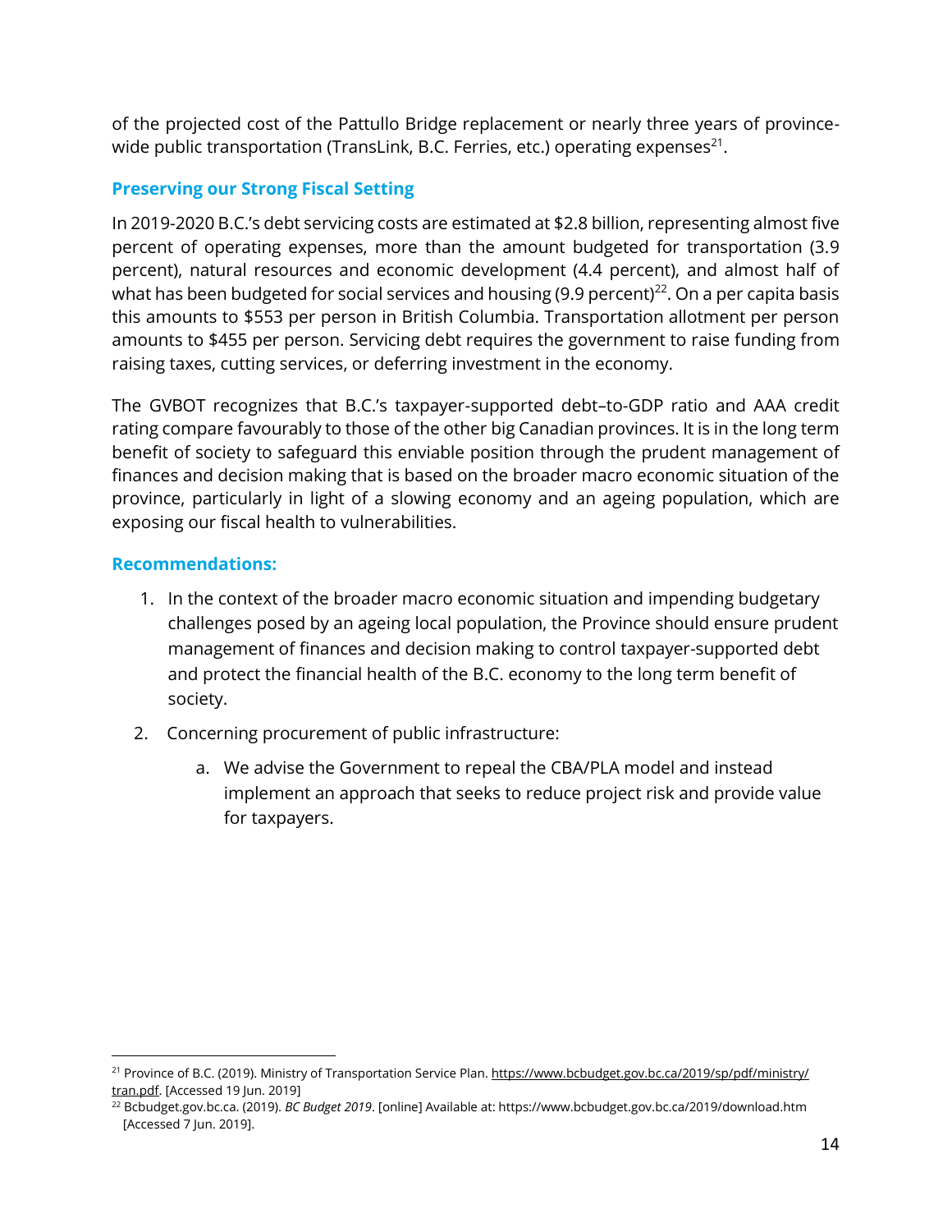of the projected cost of the Pattullo Bridge replacement or nearly three years of province-wide public transportation (TransLink, B.C. Ferries, etc.) operating expenses[21].

### Preserving our Strong Fiscal Setting

In 2019-2020 B.C.'s debt servicing costs are estimated at $2.8 billion, representing almost five percent of operating expenses, more than the amount budgeted for transportation (3.9 percent), natural resources and economic development (4.4 percent), and almost half of what has been budgeted for social services and housing (9.9 percent)[22]. On a per capita basis this amounts to $553 per person in British Columbia. Transportation allotment per person amounts to $455 per person. Servicing debt requires the government to raise funding from raising taxes, cutting services, or deferring investment in the economy.

The GVBOT recognizes that B.C.'s taxpayer-supported debt–to-GDP ratio and AAA credit rating compare favourably to those of the other big Canadian provinces. It is in the long term benefit of society to safeguard this enviable position through the prudent management of finances and decision making that is based on the broader macro economic situation of the province, particularly in light of a slowing economy and an ageing population, which are exposing our fiscal health to vulnerabilities.

### Recommendations:

1. In the context of the broader macro economic situation and impending budgetary challenges posed by an ageing local population, the Province should ensure prudent management of finances and decision making to control taxpayer-supported debt and protect the financial health of the B.C. economy to the long term benefit of society.
2. Concerning procurement of public infrastructure:
    a. We advise the Government to repeal the CBA/PLA model and instead implement an approach that seeks to reduce project risk and provide value for taxpayers.

---

[21] Province of B.C. (2019). Ministry of Transportation Service Plan. https://www.bcbudget.gov.bc.ca/2019/sp/pdf/ministry/tran.pdf. [Accessed 19 Jun. 2019]

[22] Bcbudget.gov.bc.ca. (2019). *BC Budget 2019*. [online] Available at: https://www.bcbudget.gov.bc.ca/2019/download.htm [Accessed 7 Jun. 2019].